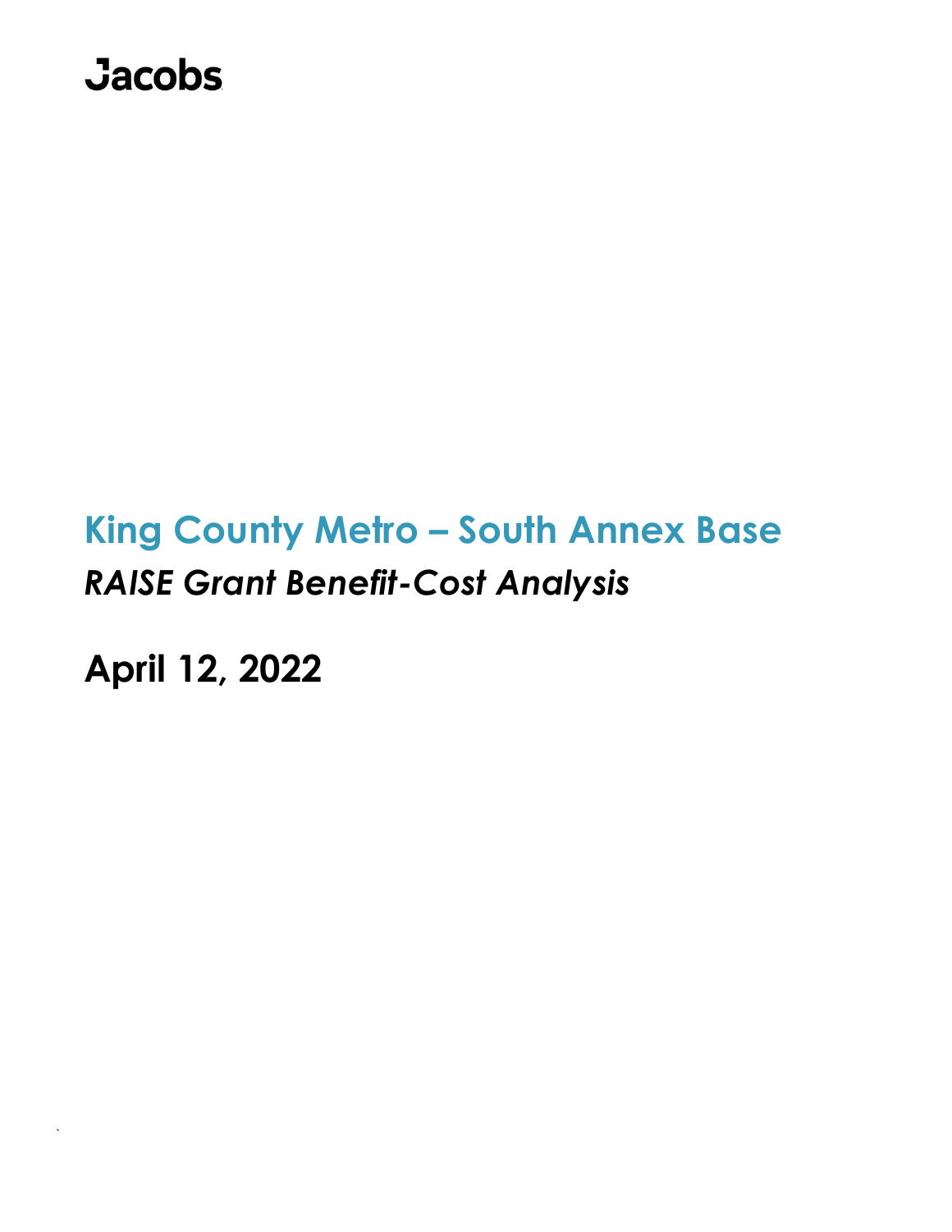Jacobs

# King County Metro – South Annex Base

## *RAISE Grant Benefit-Cost Analysis*

**April 12, 2022**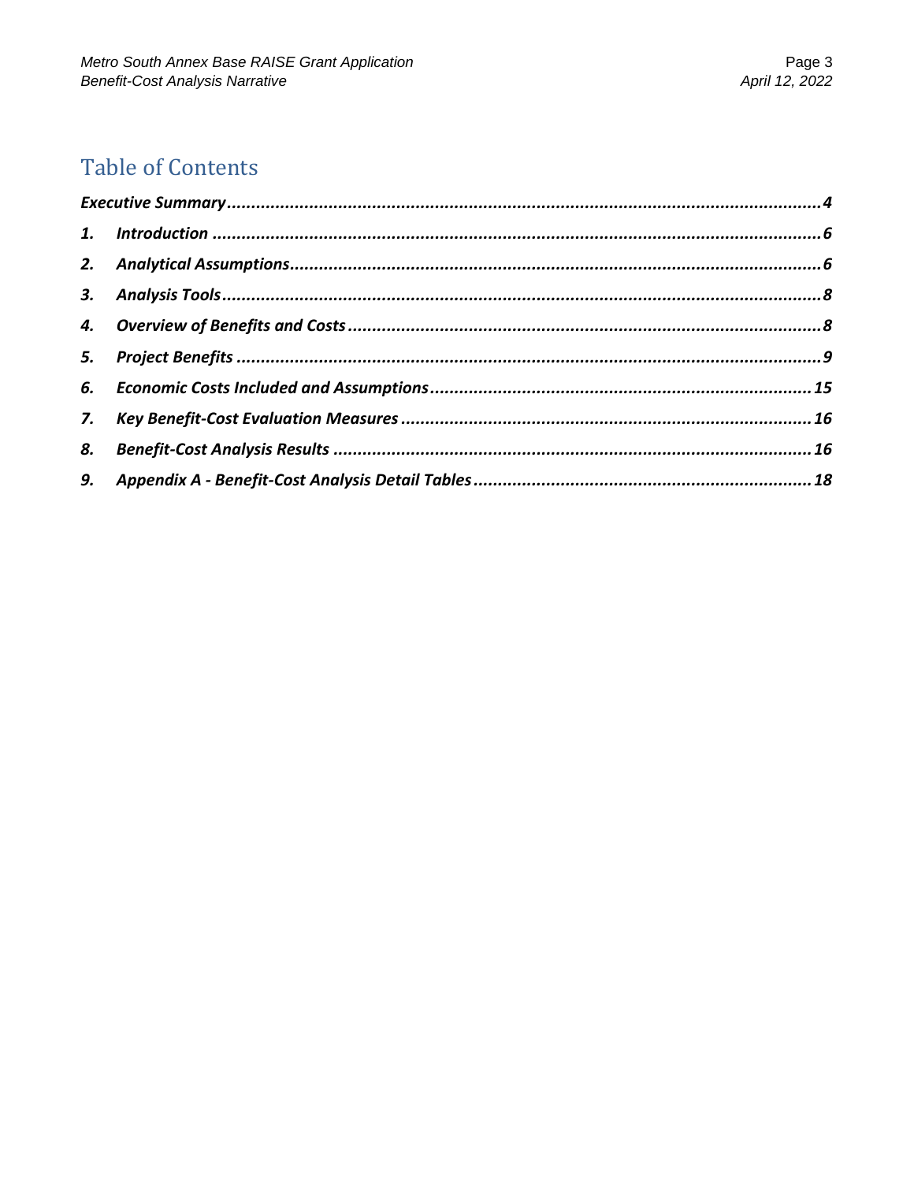# Table of Contents

***Executive Summary*** ........................................................................................................................ ***4***

1. ***Introduction*** ........................................................................................................................ ***6***
2. ***Analytical Assumptions*** ........................................................................................................ ***6***
3. ***Analysis Tools*** ....................................................................................................................... ***8***
4. ***Overview of Benefits and Costs*** ........................................................................................... ***8***
5. ***Project Benefits*** ..................................................................................................................... ***9***
6. ***Economic Costs Included and Assumptions*** ...................................................................... ***15***
7. ***Key Benefit-Cost Evaluation Measures*** ............................................................................... ***16***
8. ***Benefit-Cost Analysis Results*** ............................................................................................ ***16***
9. ***Appendix A - Benefit-Cost Analysis Detail Tables*** .............................................................. ***18***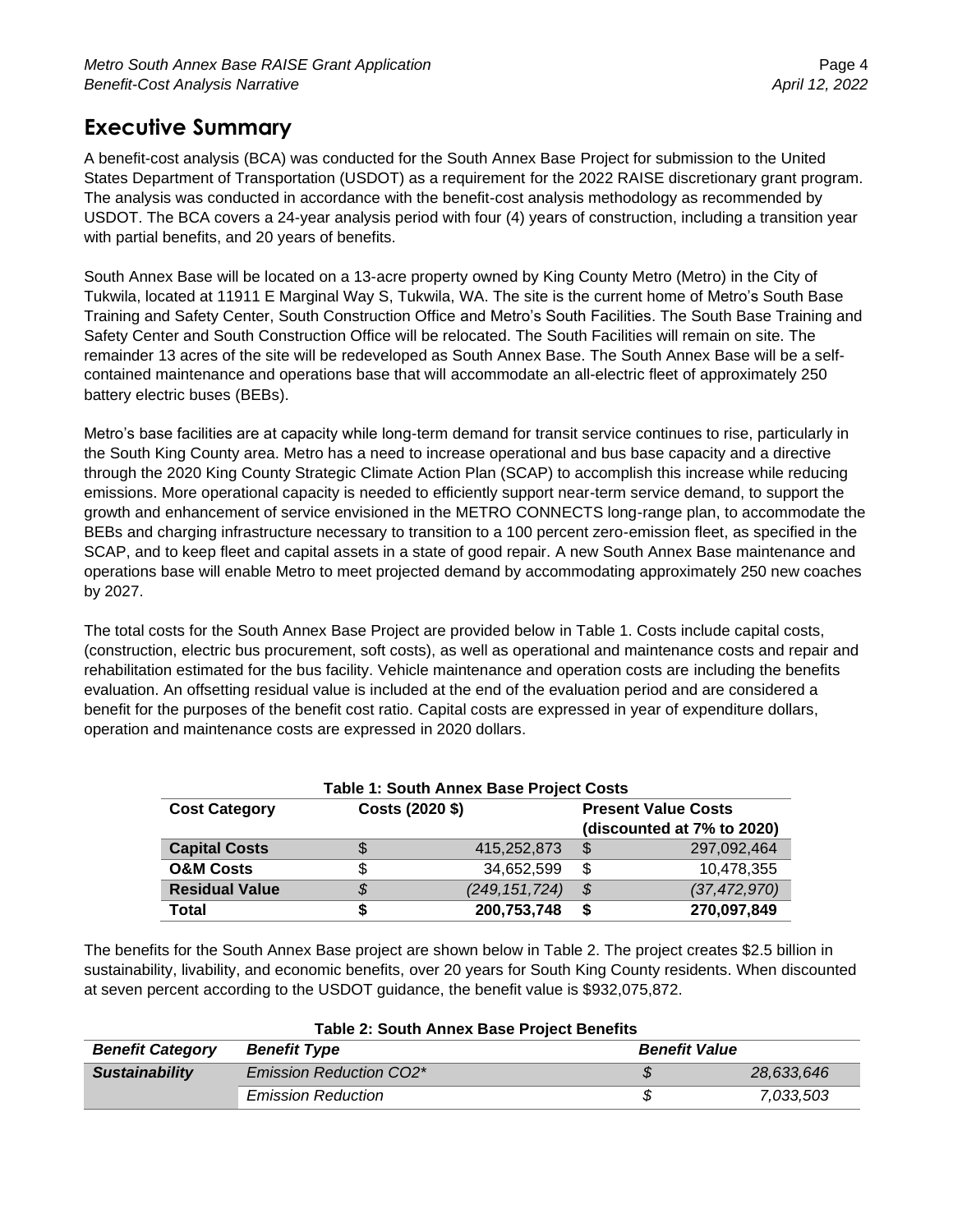## Executive Summary

A benefit-cost analysis (BCA) was conducted for the South Annex Base Project for submission to the United States Department of Transportation (USDOT) as a requirement for the 2022 RAISE discretionary grant program. The analysis was conducted in accordance with the benefit-cost analysis methodology as recommended by USDOT. The BCA covers a 24-year analysis period with four (4) years of construction, including a transition year with partial benefits, and 20 years of benefits.

South Annex Base will be located on a 13-acre property owned by King County Metro (Metro) in the City of Tukwila, located at 11911 E Marginal Way S, Tukwila, WA. The site is the current home of Metro's South Base Training and Safety Center, South Construction Office and Metro's South Facilities. The South Base Training and Safety Center and South Construction Office will be relocated. The South Facilities will remain on site. The remainder 13 acres of the site will be redeveloped as South Annex Base. The South Annex Base will be a self-contained maintenance and operations base that will accommodate an all-electric fleet of approximately 250 battery electric buses (BEBs).

Metro's base facilities are at capacity while long-term demand for transit service continues to rise, particularly in the South King County area. Metro has a need to increase operational and bus base capacity and a directive through the 2020 King County Strategic Climate Action Plan (SCAP) to accomplish this increase while reducing emissions. More operational capacity is needed to efficiently support near-term service demand, to support the growth and enhancement of service envisioned in the METRO CONNECTS long-range plan, to accommodate the BEBs and charging infrastructure necessary to transition to a 100 percent zero-emission fleet, as specified in the SCAP, and to keep fleet and capital assets in a state of good repair. A new South Annex Base maintenance and operations base will enable Metro to meet projected demand by accommodating approximately 250 new coaches by 2027.

The total costs for the South Annex Base Project are provided below in Table 1. Costs include capital costs, (construction, electric bus procurement, soft costs), as well as operational and maintenance costs and repair and rehabilitation estimated for the bus facility. Vehicle maintenance and operation costs are including the benefits evaluation. An offsetting residual value is included at the end of the evaluation period and are considered a benefit for the purposes of the benefit cost ratio. Capital costs are expressed in year of expenditure dollars, operation and maintenance costs are expressed in 2020 dollars.

**Table 1: South Annex Base Project Costs**

| Cost Category | Costs (2020 $) | Present Value Costs (discounted at 7% to 2020) |
|---|---|---|
| **Capital Costs** | $ 415,252,873 | $ 297,092,464 |
| **O&M Costs** | $ 34,652,599 | $ 10,478,355 |
| **Residual Value** | *$ (249,151,724)* | *$ (37,472,970)* |
| **Total** | **$ 200,753,748** | **$ 270,097,849** |

The benefits for the South Annex Base project are shown below in Table 2. The project creates $2.5 billion in sustainability, livability, and economic benefits, over 20 years for South King County residents. When discounted at seven percent according to the USDOT guidance, the benefit value is $932,075,872.

**Table 2: South Annex Base Project Benefits**

| *Benefit Category* | *Benefit Type* | *Benefit Value* |
|---|---|---|
| ***Sustainability*** | *Emission Reduction CO2\** | *$ 28,633,646* |
| | *Emission Reduction* | *$ 7,033,503* |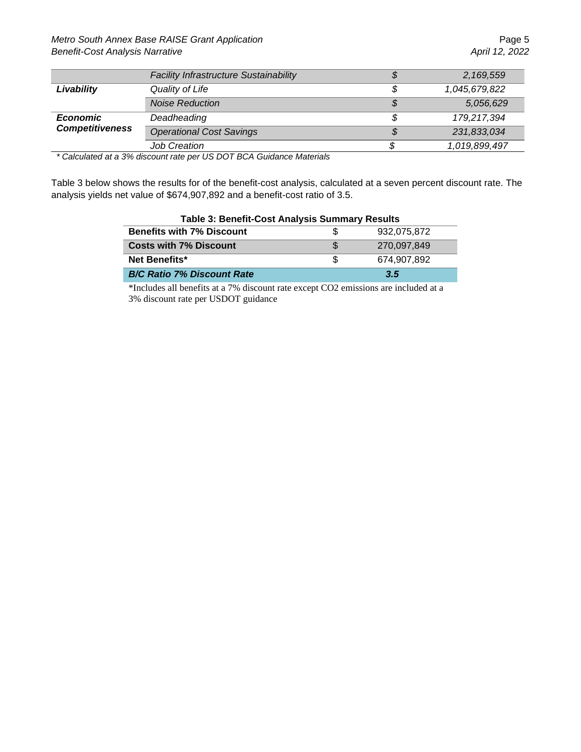| | | | |
|---|---|---|---|
| | *Facility Infrastructure Sustainability* | *$* | *2,169,559* |
| ***Livability*** | *Quality of Life* | *$* | *1,045,679,822* |
| | *Noise Reduction* | *$* | *5,056,629* |
| ***Economic Competitiveness*** | *Deadheading* | *$* | *179,217,394* |
| | *Operational Cost Savings* | *$* | *231,833,034* |
| | *Job Creation* | *$* | *1,019,899,497* |

*\* Calculated at a 3% discount rate per US DOT BCA Guidance Materials*

Table 3 below shows the results for of the benefit-cost analysis, calculated at a seven percent discount rate. The analysis yields net value of $674,907,892 and a benefit-cost ratio of 3.5.

**Table 3: Benefit-Cost Analysis Summary Results**

| | | |
|---|---|---|
| **Benefits with 7% Discount** | $ | 932,075,872 |
| **Costs with 7% Discount** | $ | 270,097,849 |
| **Net Benefits*** | $ | 674,907,892 |
| ***B/C Ratio 7% Discount Rate*** | | ***3.5*** |

*Includes all benefits at a 7% discount rate except $CO_2$ emissions are included at a 3% discount rate per USDOT guidance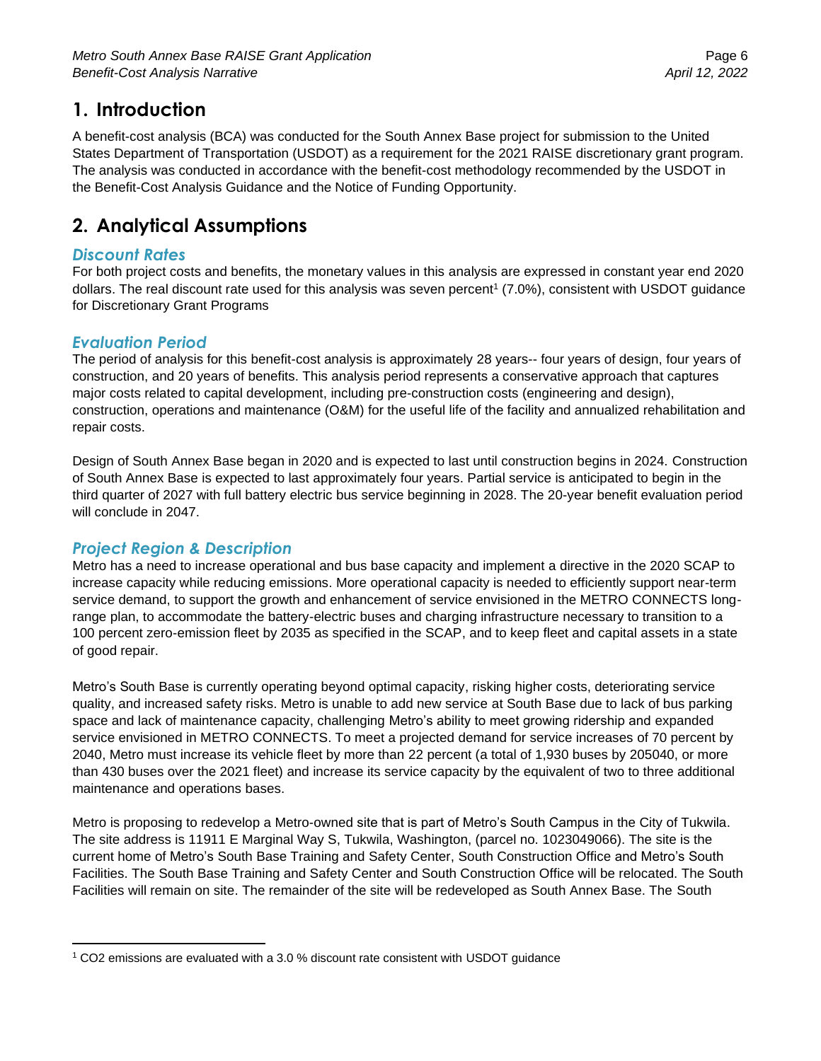# 1. Introduction

A benefit-cost analysis (BCA) was conducted for the South Annex Base project for submission to the United States Department of Transportation (USDOT) as a requirement for the 2021 RAISE discretionary grant program. The analysis was conducted in accordance with the benefit-cost methodology recommended by the USDOT in the Benefit-Cost Analysis Guidance and the Notice of Funding Opportunity.

# 2. Analytical Assumptions

### *Discount Rates*

For both project costs and benefits, the monetary values in this analysis are expressed in constant year end 2020 dollars. The real discount rate used for this analysis was seven percent[1] (7.0%), consistent with USDOT guidance for Discretionary Grant Programs

### *Evaluation Period*

The period of analysis for this benefit-cost analysis is approximately 28 years-- four years of design, four years of construction, and 20 years of benefits. This analysis period represents a conservative approach that captures major costs related to capital development, including pre-construction costs (engineering and design), construction, operations and maintenance (O&M) for the useful life of the facility and annualized rehabilitation and repair costs.

Design of South Annex Base began in 2020 and is expected to last until construction begins in 2024. Construction of South Annex Base is expected to last approximately four years. Partial service is anticipated to begin in the third quarter of 2027 with full battery electric bus service beginning in 2028. The 20-year benefit evaluation period will conclude in 2047.

### *Project Region & Description*

Metro has a need to increase operational and bus base capacity and implement a directive in the 2020 SCAP to increase capacity while reducing emissions. More operational capacity is needed to efficiently support near-term service demand, to support the growth and enhancement of service envisioned in the METRO CONNECTS long-range plan, to accommodate the battery-electric buses and charging infrastructure necessary to transition to a 100 percent zero-emission fleet by 2035 as specified in the SCAP, and to keep fleet and capital assets in a state of good repair.

Metro's South Base is currently operating beyond optimal capacity, risking higher costs, deteriorating service quality, and increased safety risks. Metro is unable to add new service at South Base due to lack of bus parking space and lack of maintenance capacity, challenging Metro's ability to meet growing ridership and expanded service envisioned in METRO CONNECTS. To meet a projected demand for service increases of 70 percent by 2040, Metro must increase its vehicle fleet by more than 22 percent (a total of 1,930 buses by 205040, or more than 430 buses over the 2021 fleet) and increase its service capacity by the equivalent of two to three additional maintenance and operations bases.

Metro is proposing to redevelop a Metro-owned site that is part of Metro's South Campus in the City of Tukwila. The site address is 11911 E Marginal Way S, Tukwila, Washington, (parcel no. 1023049066). The site is the current home of Metro's South Base Training and Safety Center, South Construction Office and Metro's South Facilities. The South Base Training and Safety Center and South Construction Office will be relocated. The South Facilities will remain on site. The remainder of the site will be redeveloped as South Annex Base. The South

---

[1] $CO_2$ emissions are evaluated with a 3.0 % discount rate consistent with USDOT guidance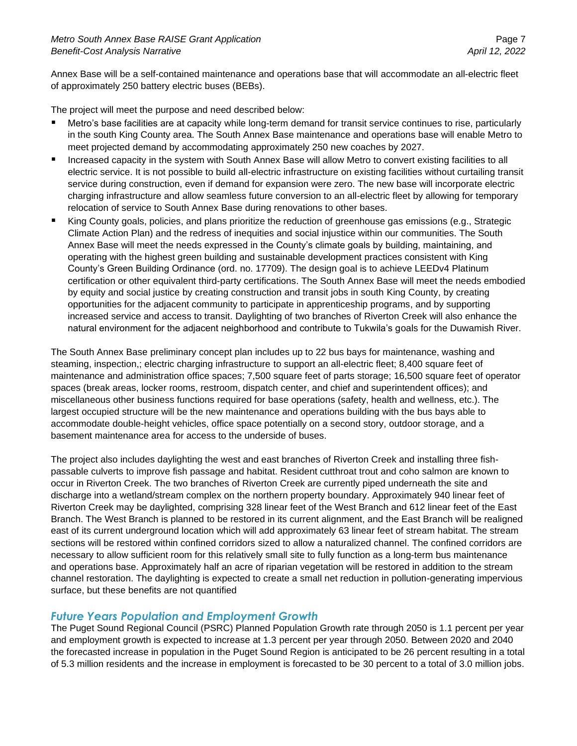Annex Base will be a self-contained maintenance and operations base that will accommodate an all-electric fleet of approximately 250 battery electric buses (BEBs).

The project will meet the purpose and need described below:

- Metro's base facilities are at capacity while long-term demand for transit service continues to rise, particularly in the south King County area. The South Annex Base maintenance and operations base will enable Metro to meet projected demand by accommodating approximately 250 new coaches by 2027.
- Increased capacity in the system with South Annex Base will allow Metro to convert existing facilities to all electric service. It is not possible to build all-electric infrastructure on existing facilities without curtailing transit service during construction, even if demand for expansion were zero. The new base will incorporate electric charging infrastructure and allow seamless future conversion to an all-electric fleet by allowing for temporary relocation of service to South Annex Base during renovations to other bases.
- King County goals, policies, and plans prioritize the reduction of greenhouse gas emissions (e.g., Strategic Climate Action Plan) and the redress of inequities and social injustice within our communities. The South Annex Base will meet the needs expressed in the County's climate goals by building, maintaining, and operating with the highest green building and sustainable development practices consistent with King County's Green Building Ordinance (ord. no. 17709). The design goal is to achieve LEEDv4 Platinum certification or other equivalent third-party certifications. The South Annex Base will meet the needs embodied by equity and social justice by creating construction and transit jobs in south King County, by creating opportunities for the adjacent community to participate in apprenticeship programs, and by supporting increased service and access to transit. Daylighting of two branches of Riverton Creek will also enhance the natural environment for the adjacent neighborhood and contribute to Tukwila's goals for the Duwamish River.

The South Annex Base preliminary concept plan includes up to 22 bus bays for maintenance, washing and steaming, inspection,; electric charging infrastructure to support an all-electric fleet; 8,400 square feet of maintenance and administration office spaces; 7,500 square feet of parts storage; 16,500 square feet of operator spaces (break areas, locker rooms, restroom, dispatch center, and chief and superintendent offices); and miscellaneous other business functions required for base operations (safety, health and wellness, etc.). The largest occupied structure will be the new maintenance and operations building with the bus bays able to accommodate double-height vehicles, office space potentially on a second story, outdoor storage, and a basement maintenance area for access to the underside of buses.

The project also includes daylighting the west and east branches of Riverton Creek and installing three fish-passable culverts to improve fish passage and habitat. Resident cutthroat trout and coho salmon are known to occur in Riverton Creek. The two branches of Riverton Creek are currently piped underneath the site and discharge into a wetland/stream complex on the northern property boundary. Approximately 940 linear feet of Riverton Creek may be daylighted, comprising 328 linear feet of the West Branch and 612 linear feet of the East Branch. The West Branch is planned to be restored in its current alignment, and the East Branch will be realigned east of its current underground location which will add approximately 63 linear feet of stream habitat. The stream sections will be restored within confined corridors sized to allow a naturalized channel. The confined corridors are necessary to allow sufficient room for this relatively small site to fully function as a long-term bus maintenance and operations base. Approximately half an acre of riparian vegetation will be restored in addition to the stream channel restoration. The daylighting is expected to create a small net reduction in pollution-generating impervious surface, but these benefits are not quantified

## Future Years Population and Employment Growth

The Puget Sound Regional Council (PSRC) Planned Population Growth rate through 2050 is 1.1 percent per year and employment growth is expected to increase at 1.3 percent per year through 2050. Between 2020 and 2040 the forecasted increase in population in the Puget Sound Region is anticipated to be 26 percent resulting in a total of 5.3 million residents and the increase in employment is forecasted to be 30 percent to a total of 3.0 million jobs.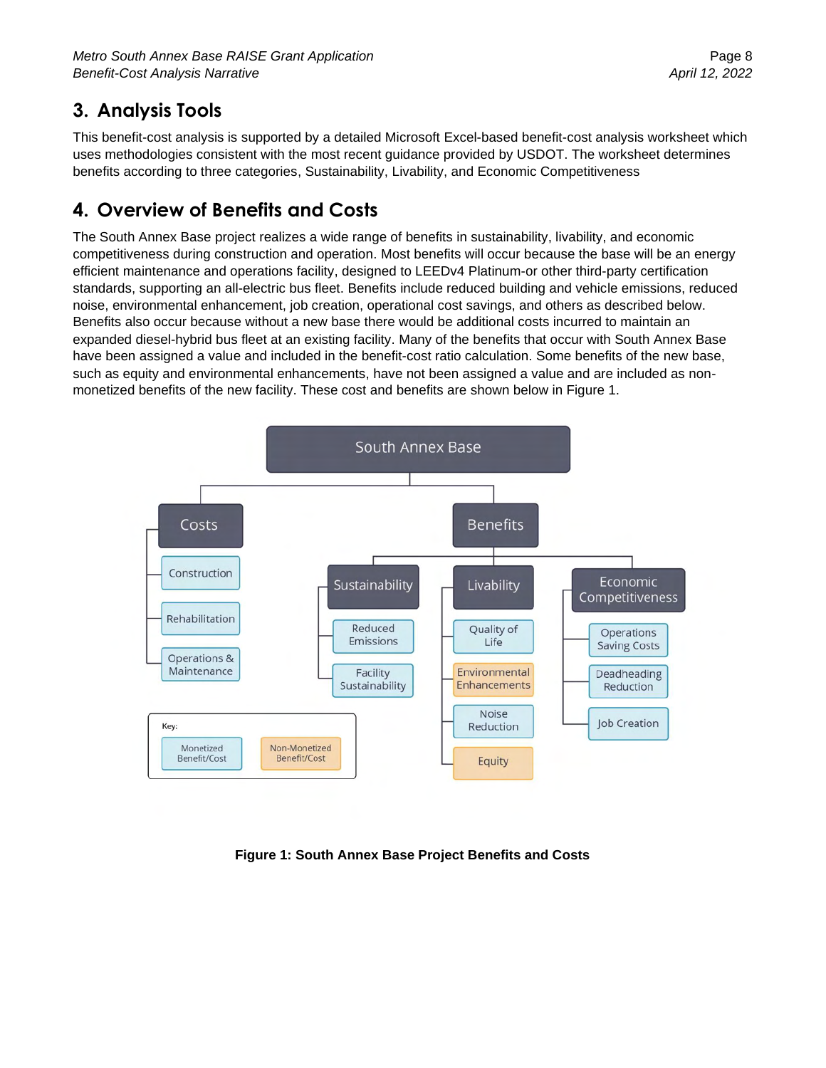## 3. Analysis Tools

This benefit-cost analysis is supported by a detailed Microsoft Excel-based benefit-cost analysis worksheet which uses methodologies consistent with the most recent guidance provided by USDOT. The worksheet determines benefits according to three categories, Sustainability, Livability, and Economic Competitiveness

## 4. Overview of Benefits and Costs

The South Annex Base project realizes a wide range of benefits in sustainability, livability, and economic competitiveness during construction and operation. Most benefits will occur because the base will be an energy efficient maintenance and operations facility, designed to LEEDv4 Platinum-or other third-party certification standards, supporting an all-electric bus fleet. Benefits include reduced building and vehicle emissions, reduced noise, environmental enhancement, job creation, operational cost savings, and others as described below. Benefits also occur because without a new base there would be additional costs incurred to maintain an expanded diesel-hybrid bus fleet at an existing facility. Many of the benefits that occur with South Annex Base have been assigned a value and included in the benefit-cost ratio calculation. Some benefits of the new base, such as equity and environmental enhancements, have not been assigned a value and are included as non-monetized benefits of the new facility. These cost and benefits are shown below in Figure 1.

South Annex Base

- Costs
  - Construction
  - Rehabilitation
  - Operations & Maintenance
- Benefits
  - Sustainability
    - Reduced Emissions
    - Facility Sustainability
  - Livability
    - Quality of Life
    - Environmental Enhancements
    - Noise Reduction
    - Equity
  - Economic Competitiveness
    - Operations Saving Costs
    - Deadheading Reduction
    - Job Creation

Key: Monetized Benefit/Cost; Non-Monetized Benefit/Cost (Environmental Enhancements and Equity are Non-Monetized)

**Figure 1: South Annex Base Project Benefits and Costs**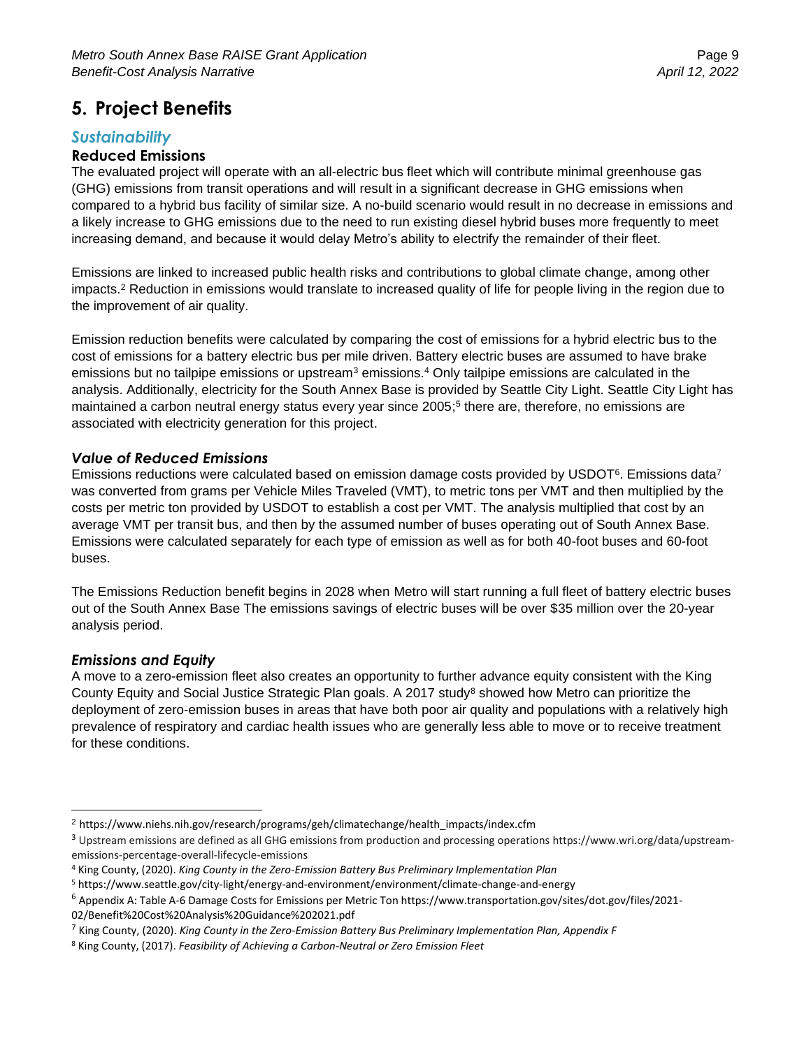# 5. Project Benefits

## *Sustainability*

### Reduced Emissions

The evaluated project will operate with an all-electric bus fleet which will contribute minimal greenhouse gas (GHG) emissions from transit operations and will result in a significant decrease in GHG emissions when compared to a hybrid bus facility of similar size. A no-build scenario would result in no decrease in emissions and a likely increase to GHG emissions due to the need to run existing diesel hybrid buses more frequently to meet increasing demand, and because it would delay Metro's ability to electrify the remainder of their fleet.

Emissions are linked to increased public health risks and contributions to global climate change, among other impacts.[2] Reduction in emissions would translate to increased quality of life for people living in the region due to the improvement of air quality.

Emission reduction benefits were calculated by comparing the cost of emissions for a hybrid electric bus to the cost of emissions for a battery electric bus per mile driven. Battery electric buses are assumed to have brake emissions but no tailpipe emissions or upstream[3] emissions.[4] Only tailpipe emissions are calculated in the analysis. Additionally, electricity for the South Annex Base is provided by Seattle City Light. Seattle City Light has maintained a carbon neutral energy status every year since 2005;[5] there are, therefore, no emissions are associated with electricity generation for this project.

### *Value of Reduced Emissions*

Emissions reductions were calculated based on emission damage costs provided by USDOT[6]. Emissions data[7] was converted from grams per Vehicle Miles Traveled (VMT), to metric tons per VMT and then multiplied by the costs per metric ton provided by USDOT to establish a cost per VMT. The analysis multiplied that cost by an average VMT per transit bus, and then by the assumed number of buses operating out of South Annex Base. Emissions were calculated separately for each type of emission as well as for both 40-foot buses and 60-foot buses.

The Emissions Reduction benefit begins in 2028 when Metro will start running a full fleet of battery electric buses out of the South Annex Base The emissions savings of electric buses will be over $35 million over the 20-year analysis period.

### *Emissions and Equity*

A move to a zero-emission fleet also creates an opportunity to further advance equity consistent with the King County Equity and Social Justice Strategic Plan goals. A 2017 study[8] showed how Metro can prioritize the deployment of zero-emission buses in areas that have both poor air quality and populations with a relatively high prevalence of respiratory and cardiac health issues who are generally less able to move or to receive treatment for these conditions.

---

[2] https://www.niehs.nih.gov/research/programs/geh/climatechange/health_impacts/index.cfm

[3] Upstream emissions are defined as all GHG emissions from production and processing operations https://www.wri.org/data/upstream-emissions-percentage-overall-lifecycle-emissions

[4] King County, (2020). *King County in the Zero-Emission Battery Bus Preliminary Implementation Plan*

[5] https://www.seattle.gov/city-light/energy-and-environment/environment/climate-change-and-energy

[6] Appendix A: Table A-6 Damage Costs for Emissions per Metric Ton https://www.transportation.gov/sites/dot.gov/files/2021-02/Benefit%20Cost%20Analysis%20Guidance%202021.pdf

[7] King County, (2020). *King County in the Zero-Emission Battery Bus Preliminary Implementation Plan, Appendix F*

[8] King County, (2017). *Feasibility of Achieving a Carbon-Neutral or Zero Emission Fleet*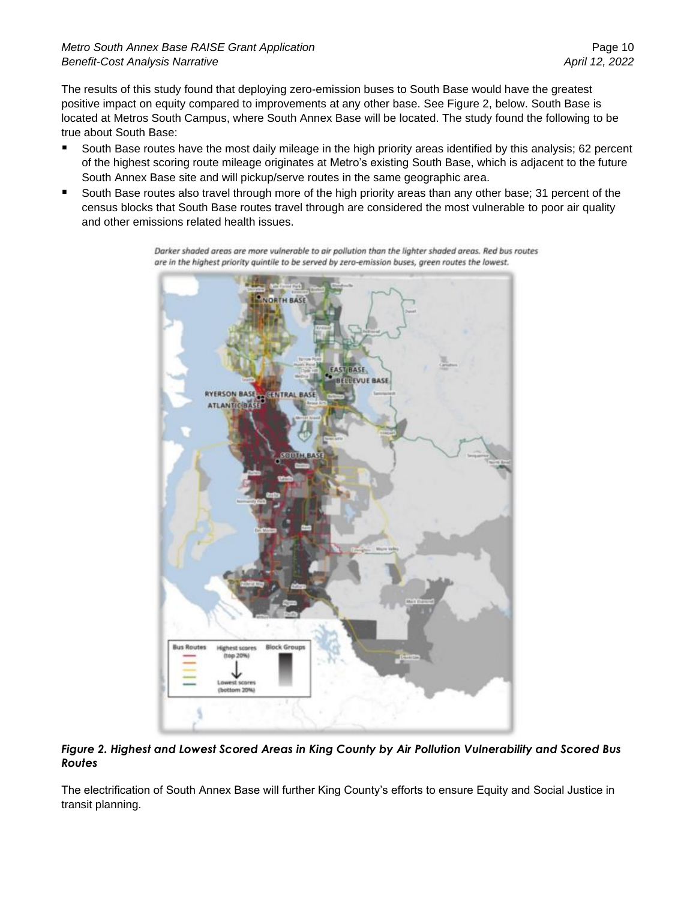The results of this study found that deploying zero-emission buses to South Base would have the greatest positive impact on equity compared to improvements at any other base. See Figure 2, below. South Base is located at Metros South Campus, where South Annex Base will be located. The study found the following to be true about South Base:

- South Base routes have the most daily mileage in the high priority areas identified by this analysis; 62 percent of the highest scoring route mileage originates at Metro's existing South Base, which is adjacent to the future South Annex Base site and will pickup/serve routes in the same geographic area.
- South Base routes also travel through more of the high priority areas than any other base; 31 percent of the census blocks that South Base routes travel through are considered the most vulnerable to poor air quality and other emissions related health issues.

*Darker shaded areas are more vulnerable to air pollution than the lighter shaded areas. Red bus routes are in the highest priority quintile to be served by zero-emission buses, green routes the lowest.*

***Figure 2. Highest and Lowest Scored Areas in King County by Air Pollution Vulnerability and Scored Bus Routes***

The electrification of South Annex Base will further King County's efforts to ensure Equity and Social Justice in transit planning.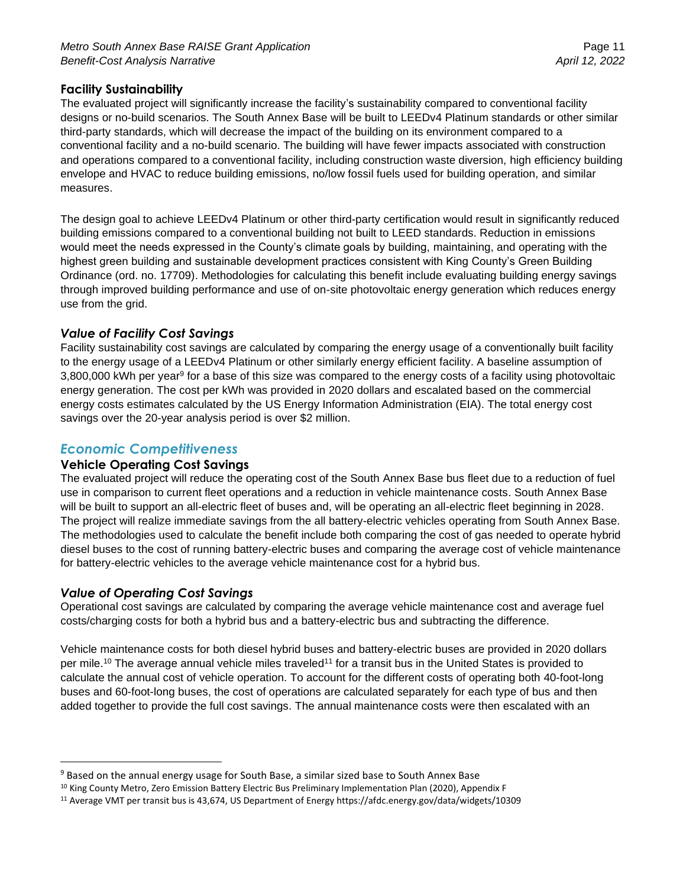### Facility Sustainability

The evaluated project will significantly increase the facility's sustainability compared to conventional facility designs or no-build scenarios. The South Annex Base will be built to LEEDv4 Platinum standards or other similar third-party standards, which will decrease the impact of the building on its environment compared to a conventional facility and a no-build scenario. The building will have fewer impacts associated with construction and operations compared to a conventional facility, including construction waste diversion, high efficiency building envelope and HVAC to reduce building emissions, no/low fossil fuels used for building operation, and similar measures.

The design goal to achieve LEEDv4 Platinum or other third-party certification would result in significantly reduced building emissions compared to a conventional building not built to LEED standards. Reduction in emissions would meet the needs expressed in the County's climate goals by building, maintaining, and operating with the highest green building and sustainable development practices consistent with King County's Green Building Ordinance (ord. no. 17709). Methodologies for calculating this benefit include evaluating building energy savings through improved building performance and use of on-site photovoltaic energy generation which reduces energy use from the grid.

#### *Value of Facility Cost Savings*

Facility sustainability cost savings are calculated by comparing the energy usage of a conventionally built facility to the energy usage of a LEEDv4 Platinum or other similarly energy efficient facility. A baseline assumption of 3,800,000 kWh per year[9] for a base of this size was compared to the energy costs of a facility using photovoltaic energy generation. The cost per kWh was provided in 2020 dollars and escalated based on the commercial energy costs estimates calculated by the US Energy Information Administration (EIA). The total energy cost savings over the 20-year analysis period is over $2 million.

## *Economic Competitiveness*

### Vehicle Operating Cost Savings

The evaluated project will reduce the operating cost of the South Annex Base bus fleet due to a reduction of fuel use in comparison to current fleet operations and a reduction in vehicle maintenance costs. South Annex Base will be built to support an all-electric fleet of buses and, will be operating an all-electric fleet beginning in 2028. The project will realize immediate savings from the all battery-electric vehicles operating from South Annex Base. The methodologies used to calculate the benefit include both comparing the cost of gas needed to operate hybrid diesel buses to the cost of running battery-electric buses and comparing the average cost of vehicle maintenance for battery-electric vehicles to the average vehicle maintenance cost for a hybrid bus.

#### *Value of Operating Cost Savings*

Operational cost savings are calculated by comparing the average vehicle maintenance cost and average fuel costs/charging costs for both a hybrid bus and a battery-electric bus and subtracting the difference.

Vehicle maintenance costs for both diesel hybrid buses and battery-electric buses are provided in 2020 dollars per mile.[10] The average annual vehicle miles traveled[11] for a transit bus in the United States is provided to calculate the annual cost of vehicle operation. To account for the different costs of operating both 40-foot-long buses and 60-foot-long buses, the cost of operations are calculated separately for each type of bus and then added together to provide the full cost savings. The annual maintenance costs were then escalated with an

---

[9] Based on the annual energy usage for South Base, a similar sized base to South Annex Base

[10] King County Metro, Zero Emission Battery Electric Bus Preliminary Implementation Plan (2020), Appendix F

[11] Average VMT per transit bus is 43,674, US Department of Energy https://afdc.energy.gov/data/widgets/10309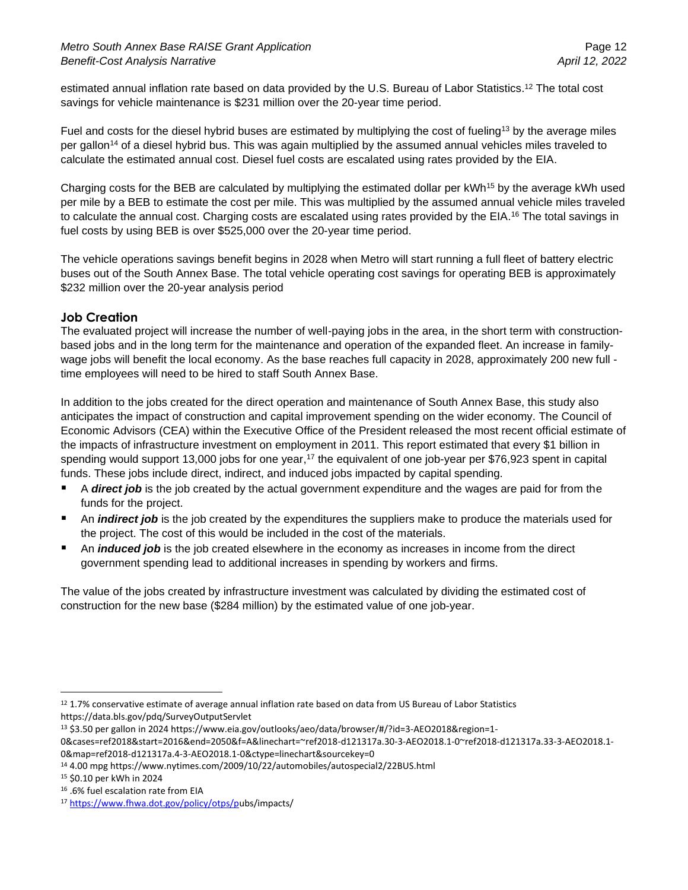estimated annual inflation rate based on data provided by the U.S. Bureau of Labor Statistics.[12] The total cost savings for vehicle maintenance is $231 million over the 20-year time period.

Fuel and costs for the diesel hybrid buses are estimated by multiplying the cost of fueling[13] by the average miles per gallon[14] of a diesel hybrid bus. This was again multiplied by the assumed annual vehicles miles traveled to calculate the estimated annual cost. Diesel fuel costs are escalated using rates provided by the EIA.

Charging costs for the BEB are calculated by multiplying the estimated dollar per kWh[15] by the average kWh used per mile by a BEB to estimate the cost per mile. This was multiplied by the assumed annual vehicle miles traveled to calculate the annual cost. Charging costs are escalated using rates provided by the EIA.[16] The total savings in fuel costs by using BEB is over $525,000 over the 20-year time period.

The vehicle operations savings benefit begins in 2028 when Metro will start running a full fleet of battery electric buses out of the South Annex Base. The total vehicle operating cost savings for operating BEB is approximately $232 million over the 20-year analysis period

## Job Creation

The evaluated project will increase the number of well-paying jobs in the area, in the short term with construction-based jobs and in the long term for the maintenance and operation of the expanded fleet. An increase in family-wage jobs will benefit the local economy. As the base reaches full capacity in 2028, approximately 200 new full - time employees will need to be hired to staff South Annex Base.

In addition to the jobs created for the direct operation and maintenance of South Annex Base, this study also anticipates the impact of construction and capital improvement spending on the wider economy. The Council of Economic Advisors (CEA) within the Executive Office of the President released the most recent official estimate of the impacts of infrastructure investment on employment in 2011. This report estimated that every $1 billion in spending would support 13,000 jobs for one year,[17] the equivalent of one job-year per $76,923 spent in capital funds. These jobs include direct, indirect, and induced jobs impacted by capital spending.

- A ***direct job*** is the job created by the actual government expenditure and the wages are paid for from the funds for the project.
- An ***indirect job*** is the job created by the expenditures the suppliers make to produce the materials used for the project. The cost of this would be included in the cost of the materials.
- An ***induced job*** is the job created elsewhere in the economy as increases in income from the direct government spending lead to additional increases in spending by workers and firms.

The value of the jobs created by infrastructure investment was calculated by dividing the estimated cost of construction for the new base ($284 million) by the estimated value of one job-year.

---

[12] 1.7% conservative estimate of average annual inflation rate based on data from US Bureau of Labor Statistics https://data.bls.gov/pdq/SurveyOutputServlet

[13] $3.50 per gallon in 2024 https://www.eia.gov/outlooks/aeo/data/browser/#/?id=3-AEO2018&region=1-0&cases=ref2018&start=2016&end=2050&f=A&linechart=~ref2018-d121317a.30-3-AEO2018.1-0~ref2018-d121317a.33-3-AEO2018.1-0&map=ref2018-d121317a.4-3-AEO2018.1-0&ctype=linechart&sourcekey=0

[14] 4.00 mpg https://www.nytimes.com/2009/10/22/automobiles/autospecial2/22BUS.html

[15] $0.10 per kWh in 2024

[16] .6% fuel escalation rate from EIA

[17] https://www.fhwa.dot.gov/policy/otps/pubs/impacts/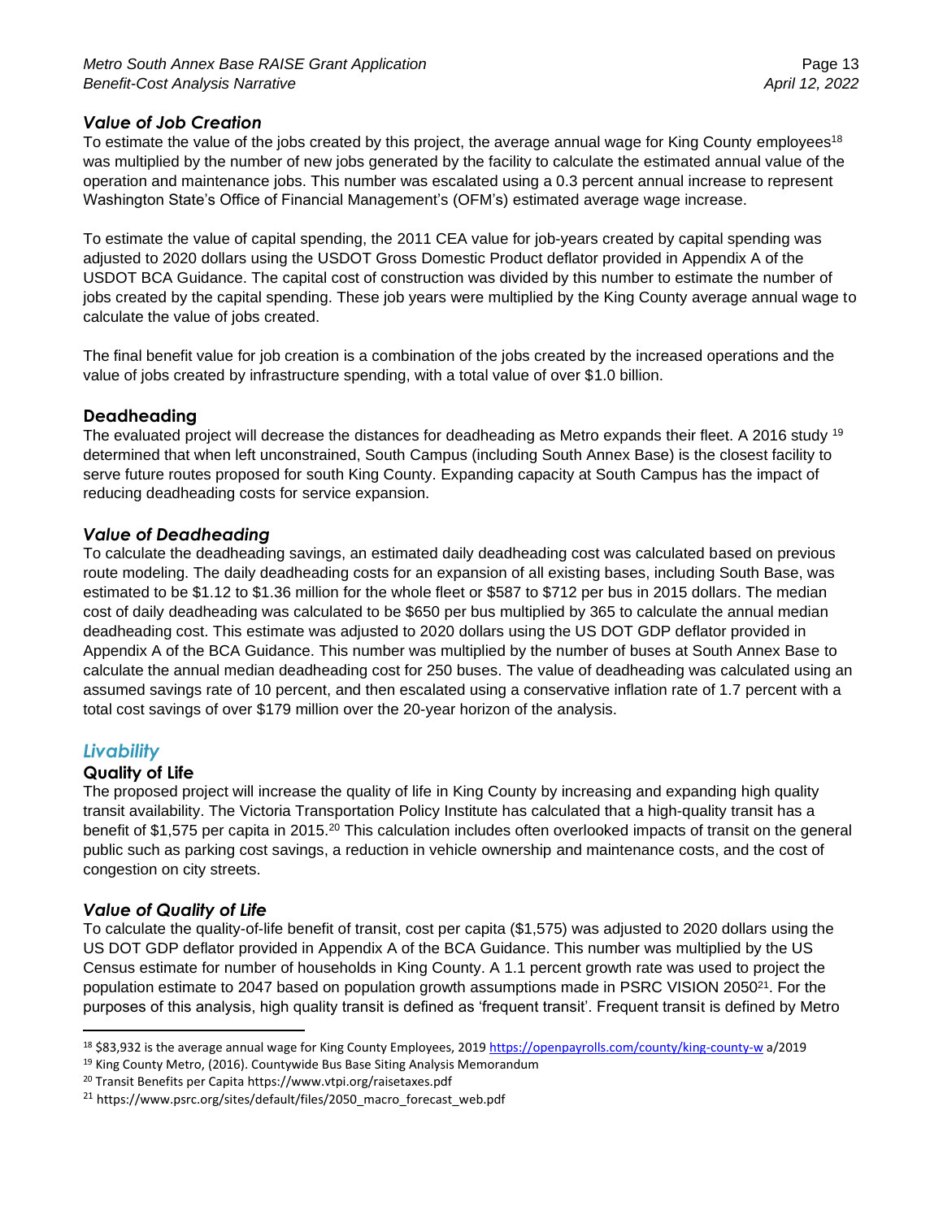### *Value of Job Creation*

To estimate the value of the jobs created by this project, the average annual wage for King County employees[18] was multiplied by the number of new jobs generated by the facility to calculate the estimated annual value of the operation and maintenance jobs. This number was escalated using a 0.3 percent annual increase to represent Washington State's Office of Financial Management's (OFM's) estimated average wage increase.

To estimate the value of capital spending, the 2011 CEA value for job-years created by capital spending was adjusted to 2020 dollars using the USDOT Gross Domestic Product deflator provided in Appendix A of the USDOT BCA Guidance. The capital cost of construction was divided by this number to estimate the number of jobs created by the capital spending. These job years were multiplied by the King County average annual wage to calculate the value of jobs created.

The final benefit value for job creation is a combination of the jobs created by the increased operations and the value of jobs created by infrastructure spending, with a total value of over $1.0 billion.

### Deadheading

The evaluated project will decrease the distances for deadheading as Metro expands their fleet. A 2016 study [19] determined that when left unconstrained, South Campus (including South Annex Base) is the closest facility to serve future routes proposed for south King County. Expanding capacity at South Campus has the impact of reducing deadheading costs for service expansion.

### *Value of Deadheading*

To calculate the deadheading savings, an estimated daily deadheading cost was calculated based on previous route modeling. The daily deadheading costs for an expansion of all existing bases, including South Base, was estimated to be $1.12 to $1.36 million for the whole fleet or $587 to $712 per bus in 2015 dollars. The median cost of daily deadheading was calculated to be $650 per bus multiplied by 365 to calculate the annual median deadheading cost. This estimate was adjusted to 2020 dollars using the US DOT GDP deflator provided in Appendix A of the BCA Guidance. This number was multiplied by the number of buses at South Annex Base to calculate the annual median deadheading cost for 250 buses. The value of deadheading was calculated using an assumed savings rate of 10 percent, and then escalated using a conservative inflation rate of 1.7 percent with a total cost savings of over $179 million over the 20-year horizon of the analysis.

## *Livability*

### Quality of Life

The proposed project will increase the quality of life in King County by increasing and expanding high quality transit availability. The Victoria Transportation Policy Institute has calculated that a high-quality transit has a benefit of $1,575 per capita in 2015.[20] This calculation includes often overlooked impacts of transit on the general public such as parking cost savings, a reduction in vehicle ownership and maintenance costs, and the cost of congestion on city streets.

### *Value of Quality of Life*

To calculate the quality-of-life benefit of transit, cost per capita ($1,575) was adjusted to 2020 dollars using the US DOT GDP deflator provided in Appendix A of the BCA Guidance. This number was multiplied by the US Census estimate for number of households in King County. A 1.1 percent growth rate was used to project the population estimate to 2047 based on population growth assumptions made in PSRC VISION 2050[21]. For the purposes of this analysis, high quality transit is defined as 'frequent transit'. Frequent transit is defined by Metro

---

[18] $83,932 is the average annual wage for King County Employees, 2019 https://openpayrolls.com/county/king-county-w a/2019

[19] King County Metro, (2016). Countywide Bus Base Siting Analysis Memorandum

[20] Transit Benefits per Capita https://www.vtpi.org/raisetaxes.pdf

[21] https://www.psrc.org/sites/default/files/2050_macro_forecast_web.pdf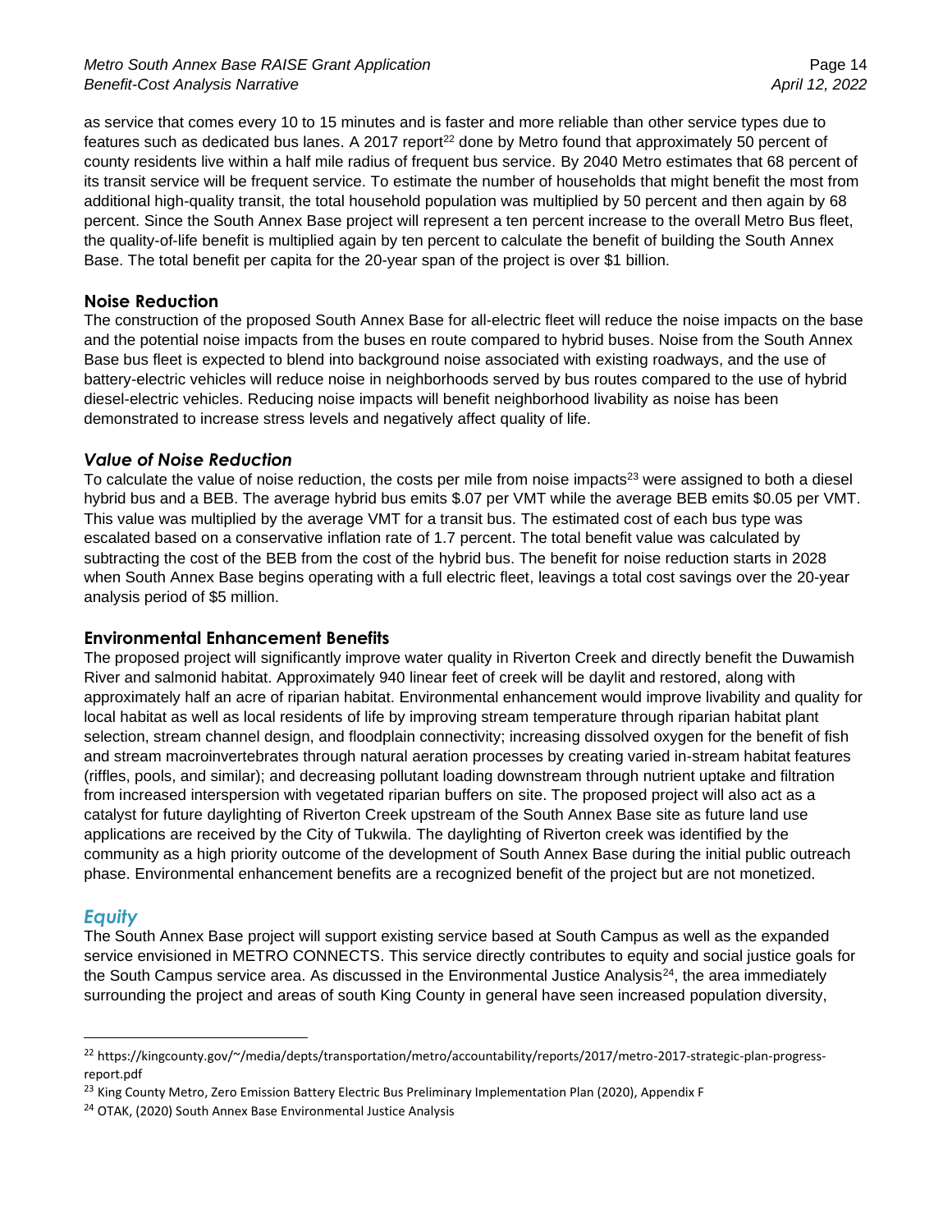as service that comes every 10 to 15 minutes and is faster and more reliable than other service types due to features such as dedicated bus lanes. A 2017 report[22] done by Metro found that approximately 50 percent of county residents live within a half mile radius of frequent bus service. By 2040 Metro estimates that 68 percent of its transit service will be frequent service. To estimate the number of households that might benefit the most from additional high-quality transit, the total household population was multiplied by 50 percent and then again by 68 percent. Since the South Annex Base project will represent a ten percent increase to the overall Metro Bus fleet, the quality-of-life benefit is multiplied again by ten percent to calculate the benefit of building the South Annex Base. The total benefit per capita for the 20-year span of the project is over $1 billion.

## Noise Reduction

The construction of the proposed South Annex Base for all-electric fleet will reduce the noise impacts on the base and the potential noise impacts from the buses en route compared to hybrid buses. Noise from the South Annex Base bus fleet is expected to blend into background noise associated with existing roadways, and the use of battery-electric vehicles will reduce noise in neighborhoods served by bus routes compared to the use of hybrid diesel-electric vehicles. Reducing noise impacts will benefit neighborhood livability as noise has been demonstrated to increase stress levels and negatively affect quality of life.

### *Value of Noise Reduction*

To calculate the value of noise reduction, the costs per mile from noise impacts[23] were assigned to both a diesel hybrid bus and a BEB. The average hybrid bus emits $.07 per VMT while the average BEB emits $0.05 per VMT. This value was multiplied by the average VMT for a transit bus. The estimated cost of each bus type was escalated based on a conservative inflation rate of 1.7 percent. The total benefit value was calculated by subtracting the cost of the BEB from the cost of the hybrid bus. The benefit for noise reduction starts in 2028 when South Annex Base begins operating with a full electric fleet, leavings a total cost savings over the 20-year analysis period of $5 million.

## Environmental Enhancement Benefits

The proposed project will significantly improve water quality in Riverton Creek and directly benefit the Duwamish River and salmonid habitat. Approximately 940 linear feet of creek will be daylit and restored, along with approximately half an acre of riparian habitat. Environmental enhancement would improve livability and quality for local habitat as well as local residents of life by improving stream temperature through riparian habitat plant selection, stream channel design, and floodplain connectivity; increasing dissolved oxygen for the benefit of fish and stream macroinvertebrates through natural aeration processes by creating varied in-stream habitat features (riffles, pools, and similar); and decreasing pollutant loading downstream through nutrient uptake and filtration from increased interspersion with vegetated riparian buffers on site. The proposed project will also act as a catalyst for future daylighting of Riverton Creek upstream of the South Annex Base site as future land use applications are received by the City of Tukwila. The daylighting of Riverton creek was identified by the community as a high priority outcome of the development of South Annex Base during the initial public outreach phase. Environmental enhancement benefits are a recognized benefit of the project but are not monetized.

## *Equity*

The South Annex Base project will support existing service based at South Campus as well as the expanded service envisioned in METRO CONNECTS. This service directly contributes to equity and social justice goals for the South Campus service area. As discussed in the Environmental Justice Analysis[24], the area immediately surrounding the project and areas of south King County in general have seen increased population diversity,

---

[22] https://kingcounty.gov/~/media/depts/transportation/metro/accountability/reports/2017/metro-2017-strategic-plan-progress-report.pdf

[23] King County Metro, Zero Emission Battery Electric Bus Preliminary Implementation Plan (2020), Appendix F

[24] OTAK, (2020) South Annex Base Environmental Justice Analysis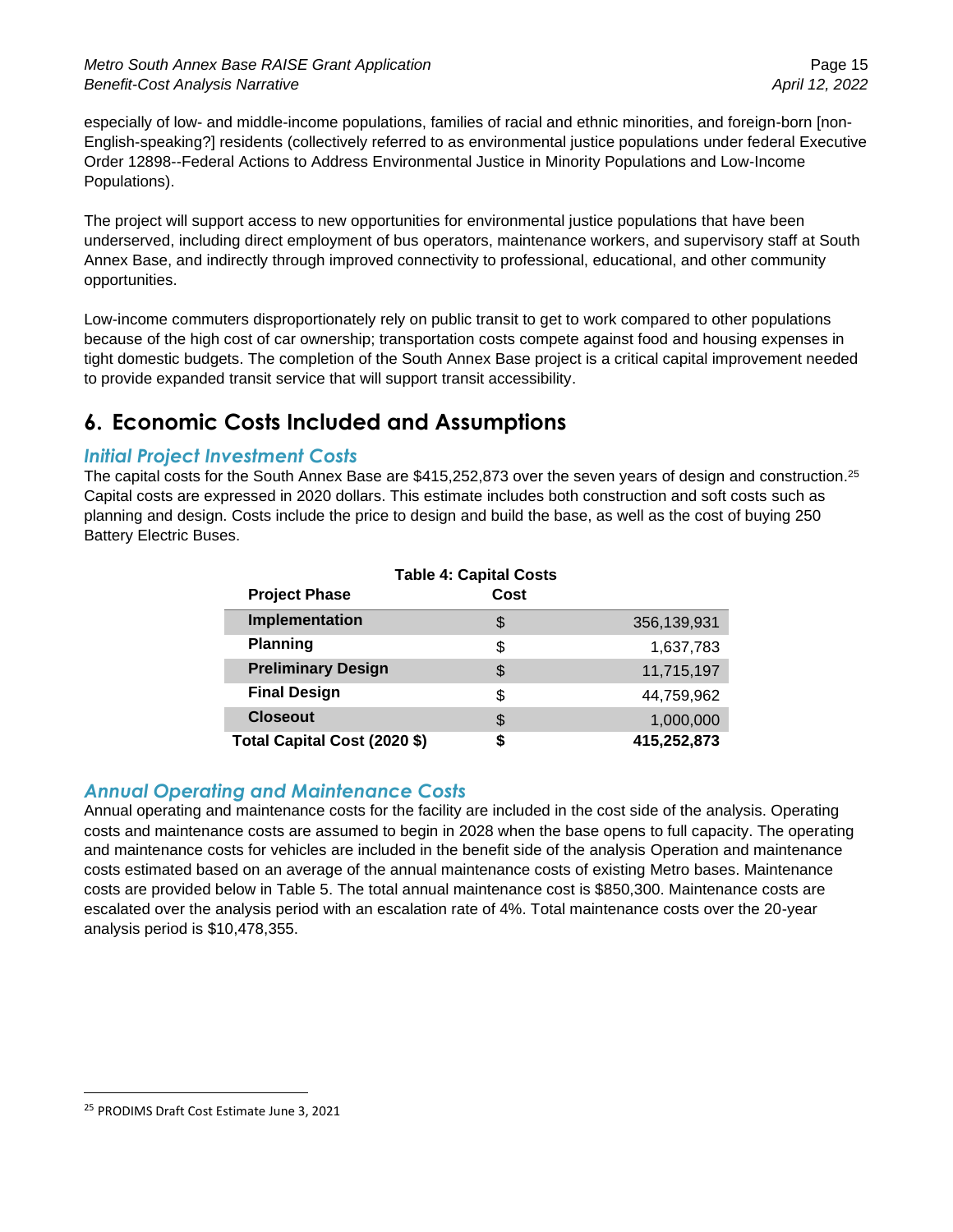especially of low- and middle-income populations, families of racial and ethnic minorities, and foreign-born [non-English-speaking?] residents (collectively referred to as environmental justice populations under federal Executive Order 12898--Federal Actions to Address Environmental Justice in Minority Populations and Low-Income Populations).

The project will support access to new opportunities for environmental justice populations that have been underserved, including direct employment of bus operators, maintenance workers, and supervisory staff at South Annex Base, and indirectly through improved connectivity to professional, educational, and other community opportunities.

Low-income commuters disproportionately rely on public transit to get to work compared to other populations because of the high cost of car ownership; transportation costs compete against food and housing expenses in tight domestic budgets. The completion of the South Annex Base project is a critical capital improvement needed to provide expanded transit service that will support transit accessibility.

# 6. Economic Costs Included and Assumptions

## *Initial Project Investment Costs*

The capital costs for the South Annex Base are $415,252,873 over the seven years of design and construction.[25] Capital costs are expressed in 2020 dollars. This estimate includes both construction and soft costs such as planning and design. Costs include the price to design and build the base, as well as the cost of buying 250 Battery Electric Buses.

**Table 4: Capital Costs**

| Project Phase | Cost | |
|---|---|---|
| **Implementation** | $ | 356,139,931 |
| **Planning** | $ | 1,637,783 |
| **Preliminary Design** | $ | 11,715,197 |
| **Final Design** | $ | 44,759,962 |
| **Closeout** | $ | 1,000,000 |
| **Total Capital Cost (2020 $)** | **$** | **415,252,873** |

## *Annual Operating and Maintenance Costs*

Annual operating and maintenance costs for the facility are included in the cost side of the analysis. Operating costs and maintenance costs are assumed to begin in 2028 when the base opens to full capacity. The operating and maintenance costs for vehicles are included in the benefit side of the analysis Operation and maintenance costs estimated based on an average of the annual maintenance costs of existing Metro bases. Maintenance costs are provided below in Table 5. The total annual maintenance cost is $850,300. Maintenance costs are escalated over the analysis period with an escalation rate of 4%. Total maintenance costs over the 20-year analysis period is $10,478,355.

[25] PRODIMS Draft Cost Estimate June 3, 2021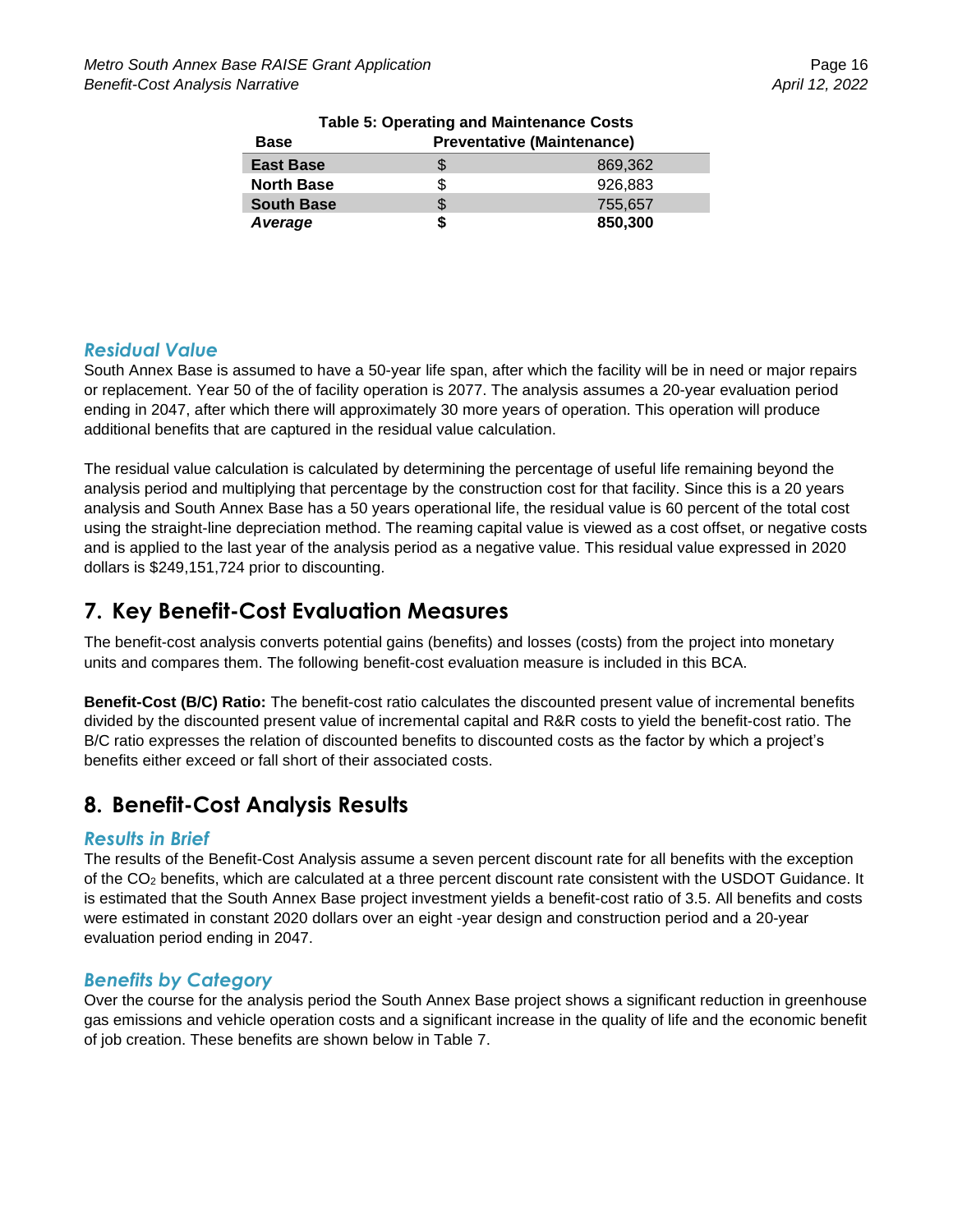**Table 5: Operating and Maintenance Costs**

| Base | Preventative (Maintenance) | |
|---|---|---|
| **East Base** | $ | 869,362 |
| **North Base** | $ | 926,883 |
| **South Base** | $ | 755,657 |
| ***Average*** | **$** | **850,300** |

### *Residual Value*

South Annex Base is assumed to have a 50-year life span, after which the facility will be in need or major repairs or replacement. Year 50 of the of facility operation is 2077. The analysis assumes a 20-year evaluation period ending in 2047, after which there will approximately 30 more years of operation. This operation will produce additional benefits that are captured in the residual value calculation.

The residual value calculation is calculated by determining the percentage of useful life remaining beyond the analysis period and multiplying that percentage by the construction cost for that facility. Since this is a 20 years analysis and South Annex Base has a 50 years operational life, the residual value is 60 percent of the total cost using the straight-line depreciation method. The reaming capital value is viewed as a cost offset, or negative costs and is applied to the last year of the analysis period as a negative value. This residual value expressed in 2020 dollars is $249,151,724 prior to discounting.

## 7. Key Benefit-Cost Evaluation Measures

The benefit-cost analysis converts potential gains (benefits) and losses (costs) from the project into monetary units and compares them. The following benefit-cost evaluation measure is included in this BCA.

**Benefit-Cost (B/C) Ratio:** The benefit-cost ratio calculates the discounted present value of incremental benefits divided by the discounted present value of incremental capital and R&R costs to yield the benefit-cost ratio. The B/C ratio expresses the relation of discounted benefits to discounted costs as the factor by which a project's benefits either exceed or fall short of their associated costs.

## 8. Benefit-Cost Analysis Results

### *Results in Brief*

The results of the Benefit-Cost Analysis assume a seven percent discount rate for all benefits with the exception of the $CO_2$ benefits, which are calculated at a three percent discount rate consistent with the USDOT Guidance. It is estimated that the South Annex Base project investment yields a benefit-cost ratio of 3.5. All benefits and costs were estimated in constant 2020 dollars over an eight -year design and construction period and a 20-year evaluation period ending in 2047.

### *Benefits by Category*

Over the course for the analysis period the South Annex Base project shows a significant reduction in greenhouse gas emissions and vehicle operation costs and a significant increase in the quality of life and the economic benefit of job creation. These benefits are shown below in Table 7.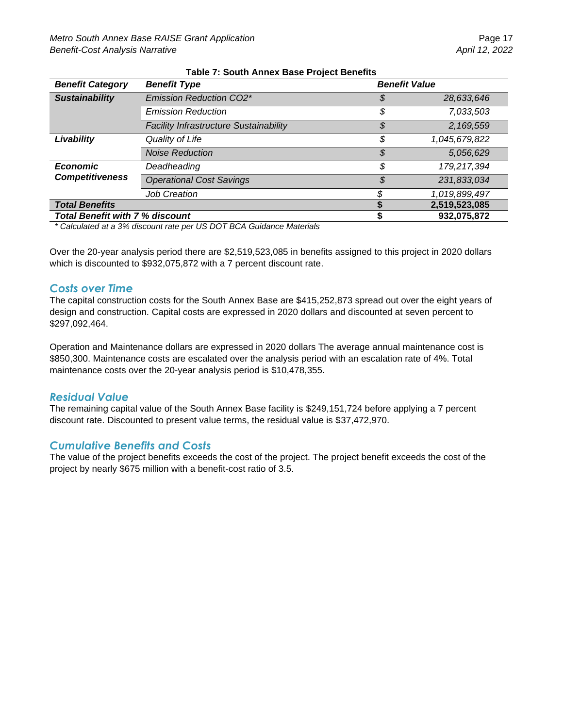**Table 7: South Annex Base Project Benefits**

| *Benefit Category* | *Benefit Type* | *Benefit Value* | |
|---|---|---|---|
| ***Sustainability*** | *Emission Reduction CO2\** | *$* | *28,633,646* |
| | *Emission Reduction* | *$* | *7,033,503* |
| | *Facility Infrastructure Sustainability* | *$* | *2,169,559* |
| ***Livability*** | *Quality of Life* | *$* | *1,045,679,822* |
| | *Noise Reduction* | *$* | *5,056,629* |
| ***Economic Competitiveness*** | *Deadheading* | *$* | *179,217,394* |
| | *Operational Cost Savings* | *$* | *231,833,034* |
| | *Job Creation* | *$* | *1,019,899,497* |
| ***Total Benefits*** | | **$** | **2,519,523,085** |
| ***Total Benefit with 7 % discount*** | | **$** | **932,075,872** |

*\* Calculated at a 3% discount rate per US DOT BCA Guidance Materials*

Over the 20-year analysis period there are $2,519,523,085 in benefits assigned to this project in 2020 dollars which is discounted to $932,075,872 with a 7 percent discount rate.

## *Costs over Time*

The capital construction costs for the South Annex Base are $415,252,873 spread out over the eight years of design and construction. Capital costs are expressed in 2020 dollars and discounted at seven percent to $297,092,464.

Operation and Maintenance dollars are expressed in 2020 dollars The average annual maintenance cost is $850,300. Maintenance costs are escalated over the analysis period with an escalation rate of 4%. Total maintenance costs over the 20-year analysis period is $10,478,355.

## *Residual Value*

The remaining capital value of the South Annex Base facility is $249,151,724 before applying a 7 percent discount rate. Discounted to present value terms, the residual value is $37,472,970.

## *Cumulative Benefits and Costs*

The value of the project benefits exceeds the cost of the project. The project benefit exceeds the cost of the project by nearly $675 million with a benefit-cost ratio of 3.5.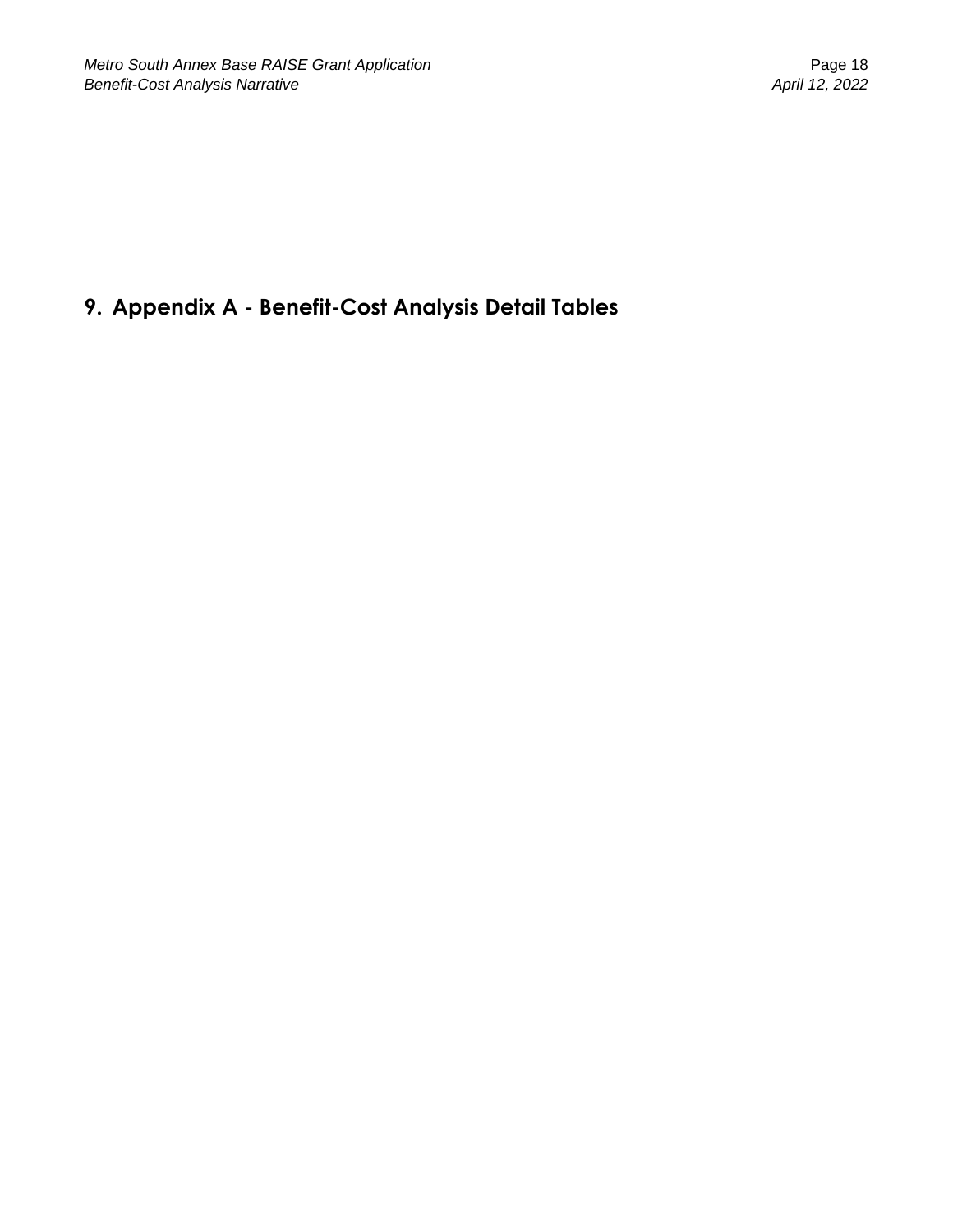# 9. Appendix A - Benefit-Cost Analysis Detail Tables